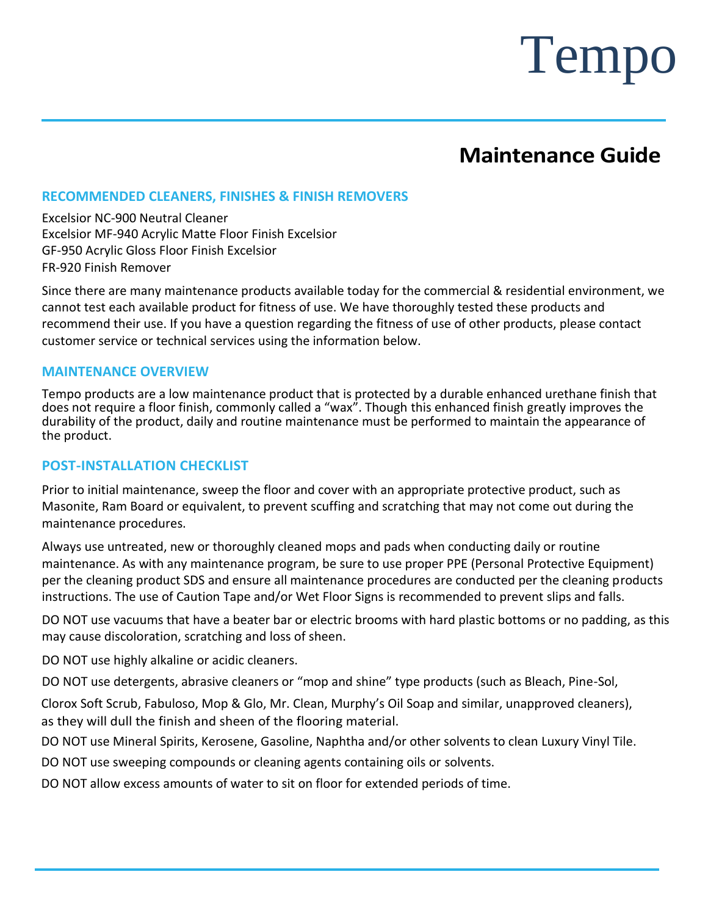# Tempo

## Maintenance Guide

### RECOMMENDED CLEANERS, FINISHES & FINISH REMOVERS

Excelsior NC-900 Neutral Cleaner
Excelsior MF-940 Acrylic Matte Floor Finish Excelsior
GF-950 Acrylic Gloss Floor Finish Excelsior
FR-920 Finish Remover

Since there are many maintenance products available today for the commercial & residential environment, we cannot test each available product for fitness of use. We have thoroughly tested these products and recommend their use. If you have a question regarding the fitness of use of other products, please contact customer service or technical services using the information below.

### MAINTENANCE OVERVIEW

Tempo products are a low maintenance product that is protected by a durable enhanced urethane finish that does not require a floor finish, commonly called a "wax". Though this enhanced finish greatly improves the durability of the product, daily and routine maintenance must be performed to maintain the appearance of the product.

### POST-INSTALLATION CHECKLIST

Prior to initial maintenance, sweep the floor and cover with an appropriate protective product, such as Masonite, Ram Board or equivalent, to prevent scuffing and scratching that may not come out during the maintenance procedures.

Always use untreated, new or thoroughly cleaned mops and pads when conducting daily or routine maintenance. As with any maintenance program, be sure to use proper PPE (Personal Protective Equipment) per the cleaning product SDS and ensure all maintenance procedures are conducted per the cleaning products instructions. The use of Caution Tape and/or Wet Floor Signs is recommended to prevent slips and falls.

DO NOT use vacuums that have a beater bar or electric brooms with hard plastic bottoms or no padding, as this may cause discoloration, scratching and loss of sheen.

DO NOT use highly alkaline or acidic cleaners.

DO NOT use detergents, abrasive cleaners or "mop and shine" type products (such as Bleach, Pine-Sol, Clorox Soft Scrub, Fabuloso, Mop & Glo, Mr. Clean, Murphy's Oil Soap and similar, unapproved cleaners), as they will dull the finish and sheen of the flooring material.

DO NOT use Mineral Spirits, Kerosene, Gasoline, Naphtha and/or other solvents to clean Luxury Vinyl Tile.

DO NOT use sweeping compounds or cleaning agents containing oils or solvents.

DO NOT allow excess amounts of water to sit on floor for extended periods of time.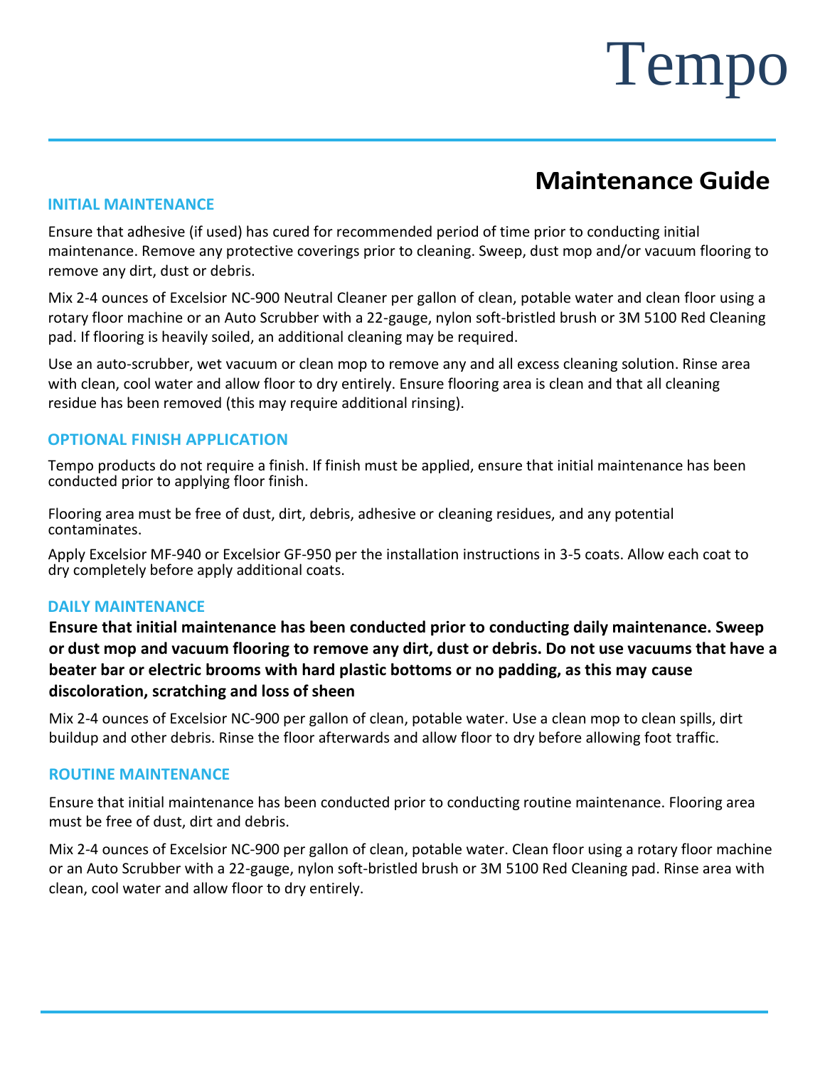# Tempo

## Maintenance Guide

### INITIAL MAINTENANCE

Ensure that adhesive (if used) has cured for recommended period of time prior to conducting initial maintenance. Remove any protective coverings prior to cleaning. Sweep, dust mop and/or vacuum flooring to remove any dirt, dust or debris.

Mix 2-4 ounces of Excelsior NC-900 Neutral Cleaner per gallon of clean, potable water and clean floor using a rotary floor machine or an Auto Scrubber with a 22-gauge, nylon soft-bristled brush or 3M 5100 Red Cleaning pad. If flooring is heavily soiled, an additional cleaning may be required.

Use an auto-scrubber, wet vacuum or clean mop to remove any and all excess cleaning solution. Rinse area with clean, cool water and allow floor to dry entirely. Ensure flooring area is clean and that all cleaning residue has been removed (this may require additional rinsing).

### OPTIONAL FINISH APPLICATION

Tempo products do not require a finish. If finish must be applied, ensure that initial maintenance has been conducted prior to applying floor finish.

Flooring area must be free of dust, dirt, debris, adhesive or cleaning residues, and any potential contaminates.

Apply Excelsior MF-940 or Excelsior GF-950 per the installation instructions in 3-5 coats. Allow each coat to dry completely before apply additional coats.

### DAILY MAINTENANCE

**Ensure that initial maintenance has been conducted prior to conducting daily maintenance. Sweep or dust mop and vacuum flooring to remove any dirt, dust or debris. Do not use vacuums that have a beater bar or electric brooms with hard plastic bottoms or no padding, as this may cause discoloration, scratching and loss of sheen**

Mix 2-4 ounces of Excelsior NC-900 per gallon of clean, potable water. Use a clean mop to clean spills, dirt buildup and other debris. Rinse the floor afterwards and allow floor to dry before allowing foot traffic.

### ROUTINE MAINTENANCE

Ensure that initial maintenance has been conducted prior to conducting routine maintenance. Flooring area must be free of dust, dirt and debris.

Mix 2-4 ounces of Excelsior NC-900 per gallon of clean, potable water. Clean floor using a rotary floor machine or an Auto Scrubber with a 22-gauge, nylon soft-bristled brush or 3M 5100 Red Cleaning pad. Rinse area with clean, cool water and allow floor to dry entirely.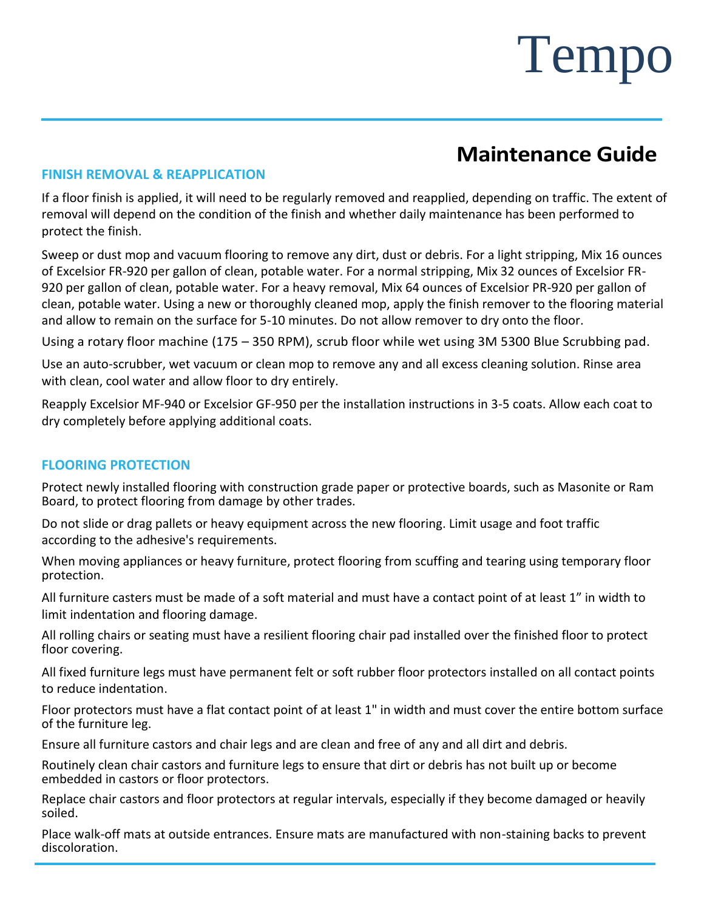# Tempo

## Maintenance Guide

### FINISH REMOVAL & REAPPLICATION

If a floor finish is applied, it will need to be regularly removed and reapplied, depending on traffic. The extent of removal will depend on the condition of the finish and whether daily maintenance has been performed to protect the finish.

Sweep or dust mop and vacuum flooring to remove any dirt, dust or debris. For a light stripping, Mix 16 ounces of Excelsior FR-920 per gallon of clean, potable water. For a normal stripping, Mix 32 ounces of Excelsior FR-920 per gallon of clean, potable water. For a heavy removal, Mix 64 ounces of Excelsior PR-920 per gallon of clean, potable water. Using a new or thoroughly cleaned mop, apply the finish remover to the flooring material and allow to remain on the surface for 5-10 minutes. Do not allow remover to dry onto the floor.

Using a rotary floor machine (175 – 350 RPM), scrub floor while wet using 3M 5300 Blue Scrubbing pad.

Use an auto-scrubber, wet vacuum or clean mop to remove any and all excess cleaning solution. Rinse area with clean, cool water and allow floor to dry entirely.

Reapply Excelsior MF-940 or Excelsior GF-950 per the installation instructions in 3-5 coats. Allow each coat to dry completely before applying additional coats.

### FLOORING PROTECTION

Protect newly installed flooring with construction grade paper or protective boards, such as Masonite or Ram Board, to protect flooring from damage by other trades.

Do not slide or drag pallets or heavy equipment across the new flooring. Limit usage and foot traffic according to the adhesive's requirements.

When moving appliances or heavy furniture, protect flooring from scuffing and tearing using temporary floor protection.

All furniture casters must be made of a soft material and must have a contact point of at least 1” in width to limit indentation and flooring damage.

All rolling chairs or seating must have a resilient flooring chair pad installed over the finished floor to protect floor covering.

All fixed furniture legs must have permanent felt or soft rubber floor protectors installed on all contact points to reduce indentation.

Floor protectors must have a flat contact point of at least 1" in width and must cover the entire bottom surface of the furniture leg.

Ensure all furniture castors and chair legs and are clean and free of any and all dirt and debris.

Routinely clean chair castors and furniture legs to ensure that dirt or debris has not built up or become embedded in castors or floor protectors.

Replace chair castors and floor protectors at regular intervals, especially if they become damaged or heavily soiled.

Place walk-off mats at outside entrances. Ensure mats are manufactured with non-staining backs to prevent discoloration.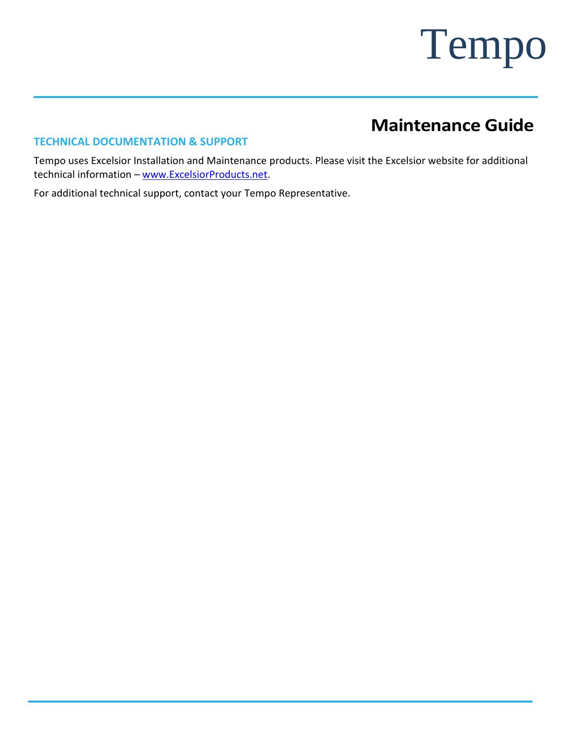# Tempo

## Maintenance Guide

### TECHNICAL DOCUMENTATION & SUPPORT

Tempo uses Excelsior Installation and Maintenance products. Please visit the Excelsior website for additional technical information – [www.ExcelsiorProducts.net](http://www.ExcelsiorProducts.net).

For additional technical support, contact your Tempo Representative.